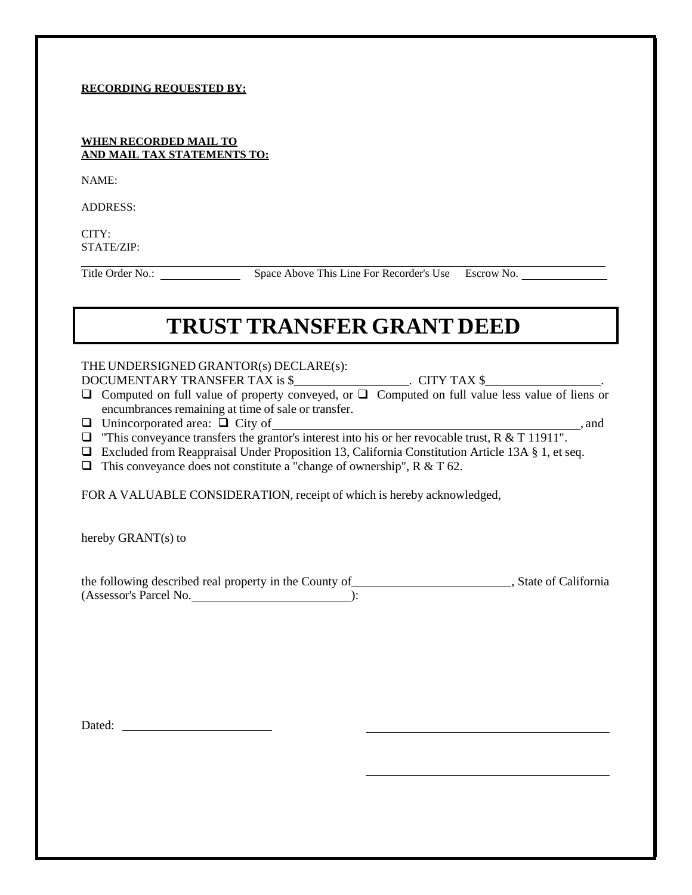**RECORDING REQUESTED BY:**

**WHEN RECORDED MAIL TO**
**AND MAIL TAX STATEMENTS TO:**

NAME:

ADDRESS:

CITY:
STATE/ZIP:

Title Order No.: ____________ Space Above This Line For Recorder's Use Escrow No. ____________

# TRUST TRANSFER GRANT DEED

THE UNDERSIGNED GRANTOR(s) DECLARE(s):
DOCUMENTARY TRANSFER TAX is $________________. CITY TAX $________________.

- ❑ Computed on full value of property conveyed, or ❑ Computed on full value less value of liens or encumbrances remaining at time of sale or transfer.
- ❑ Unincorporated area: ❑ City of ________________________________________, and
- ❑ "This conveyance transfers the grantor's interest into his or her revocable trust, R & T 11911".
- ❑ Excluded from Reappraisal Under Proposition 13, California Constitution Article 13A § 1, et seq.
- ❑ This conveyance does not constitute a "change of ownership", R & T 62.

FOR A VALUABLE CONSIDERATION, receipt of which is hereby acknowledged,

hereby GRANT(s) to

the following described real property in the County of______________________, State of California (Assessor's Parcel No.______________________):

Dated: ______________________ ____________________________________

____________________________________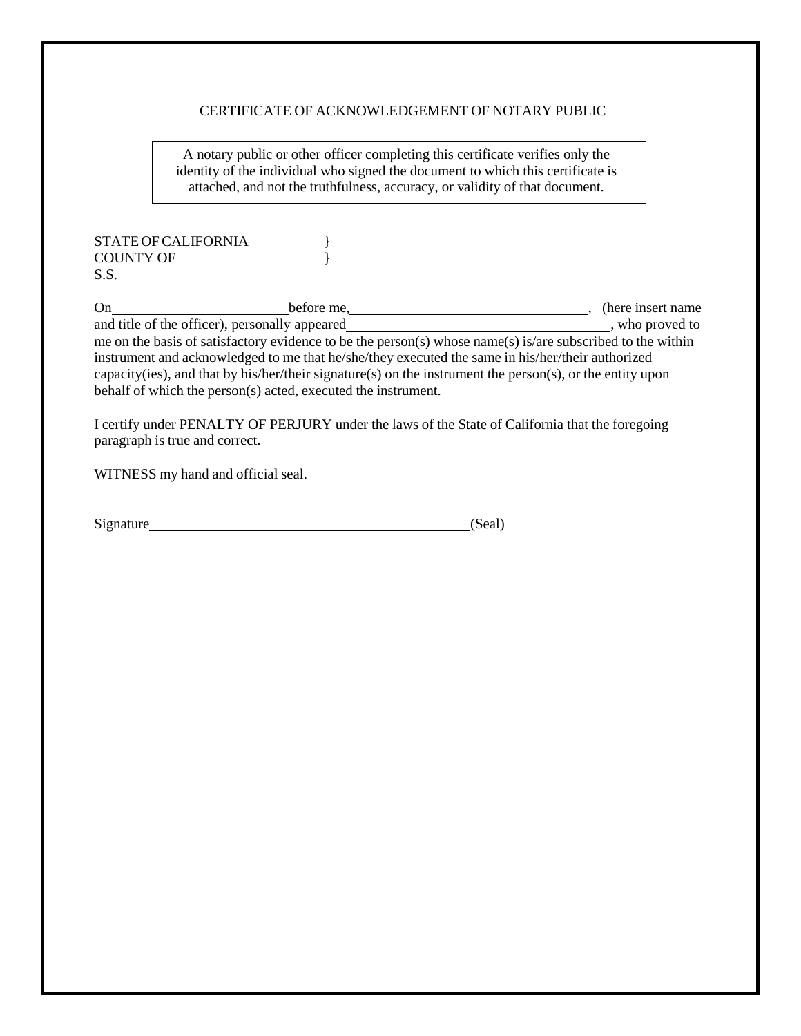# CERTIFICATE OF ACKNOWLEDGEMENT OF NOTARY PUBLIC

> A notary public or other officer completing this certificate verifies only the identity of the individual who signed the document to which this certificate is attached, and not the truthfulness, accuracy, or validity of that document.

STATE OF CALIFORNIA }
COUNTY OF \_\_\_\_\_\_\_\_\_\_\_\_\_\_\_\_\_\_\_\_ }
S.S.

On \_\_\_\_\_\_\_\_\_\_\_\_\_\_\_\_\_\_\_\_\_\_\_\_ before me, \_\_\_\_\_\_\_\_\_\_\_\_\_\_\_\_\_\_\_\_\_\_\_\_\_\_\_\_\_\_\_\_\_\_, (here insert name and title of the officer), personally appeared \_\_\_\_\_\_\_\_\_\_\_\_\_\_\_\_\_\_\_\_\_\_\_\_\_\_\_\_\_\_\_\_\_\_\_\_\_\_, who proved to me on the basis of satisfactory evidence to be the person(s) whose name(s) is/are subscribed to the within instrument and acknowledged to me that he/she/they executed the same in his/her/their authorized capacity(ies), and that by his/her/their signature(s) on the instrument the person(s), or the entity upon behalf of which the person(s) acted, executed the instrument.

I certify under PENALTY OF PERJURY under the laws of the State of California that the foregoing paragraph is true and correct.

WITNESS my hand and official seal.

Signature \_\_\_\_\_\_\_\_\_\_\_\_\_\_\_\_\_\_\_\_\_\_\_\_\_\_\_\_\_\_\_\_\_\_\_\_\_\_\_\_\_\_\_\_\_\_ (Seal)